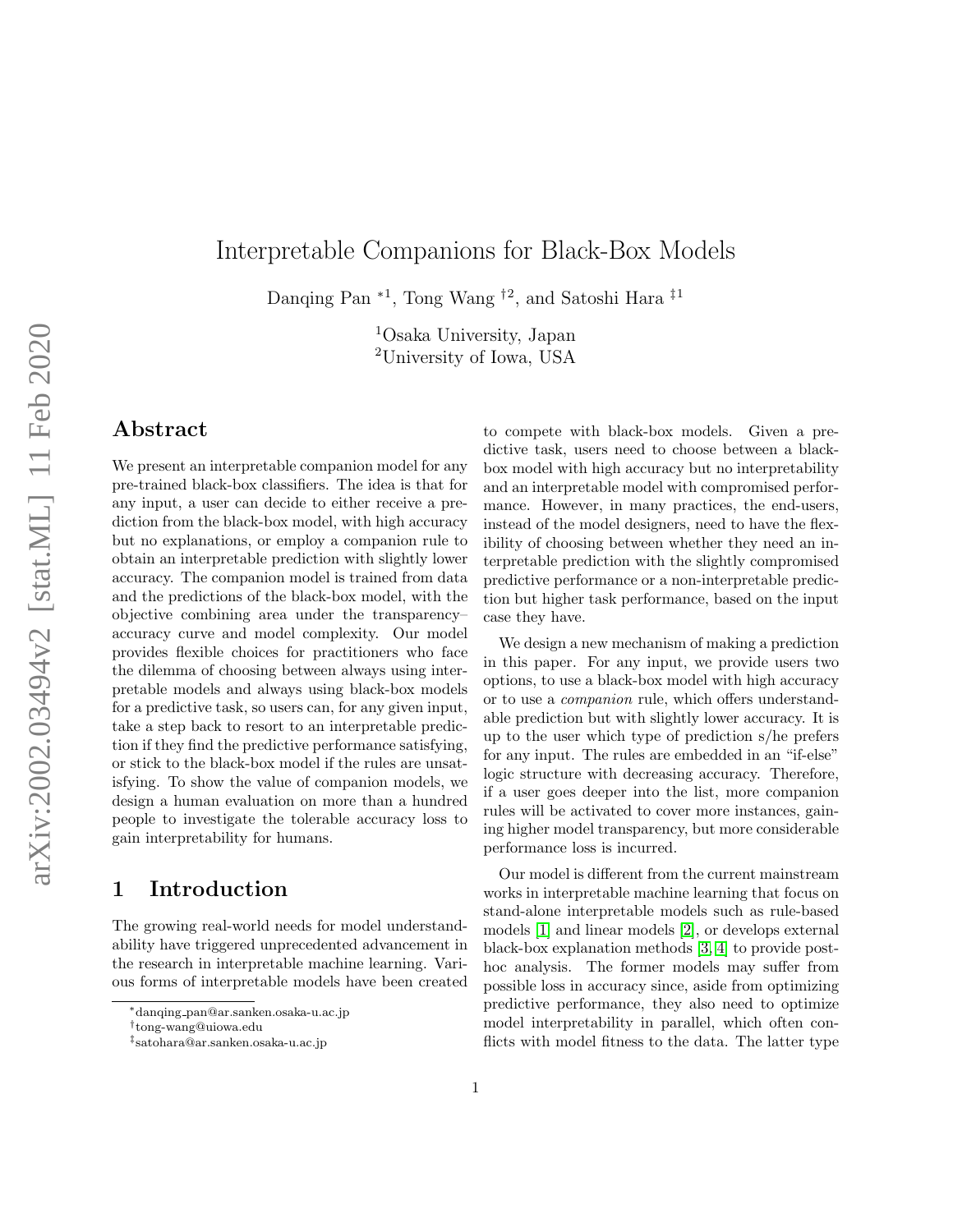# Interpretable Companions for Black-Box Models

Danqing Pan *[1], Tong Wang †[2], and Satoshi Hara ‡[1]

[1]Osaka University, Japan
[2]University of Iowa, USA

## Abstract

We present an interpretable companion model for any pre-trained black-box classifiers. The idea is that for any input, a user can decide to either receive a prediction from the black-box model, with high accuracy but no explanations, or employ a companion rule to obtain an interpretable prediction with slightly lower accuracy. The companion model is trained from data and the predictions of the black-box model, with the objective combining area under the transparency–accuracy curve and model complexity. Our model provides flexible choices for practitioners who face the dilemma of choosing between always using interpretable models and always using black-box models for a predictive task, so users can, for any given input, take a step back to resort to an interpretable prediction if they find the predictive performance satisfying, or stick to the black-box model if the rules are unsatisfying. To show the value of companion models, we design a human evaluation on more than a hundred people to investigate the tolerable accuracy loss to gain interpretability for humans.

## 1 Introduction

The growing real-world needs for model understandability have triggered unprecedented advancement in the research in interpretable machine learning. Various forms of interpretable models have been created to compete with black-box models. Given a predictive task, users need to choose between a black-box model with high accuracy but no interpretability and an interpretable model with compromised performance. However, in many practices, the end-users, instead of the model designers, need to have the flexibility of choosing between whether they need an interpretable prediction with the slightly compromised predictive performance or a non-interpretable prediction but higher task performance, based on the input case they have.

We design a new mechanism of making a prediction in this paper. For any input, we provide users two options, to use a black-box model with high accuracy or to use a *companion* rule, which offers understandable prediction but with slightly lower accuracy. It is up to the user which type of prediction s/he prefers for any input. The rules are embedded in an "if-else" logic structure with decreasing accuracy. Therefore, if a user goes deeper into the list, more companion rules will be activated to cover more instances, gaining higher model transparency, but more considerable performance loss is incurred.

Our model is different from the current mainstream works in interpretable machine learning that focus on stand-alone interpretable models such as rule-based models [1] and linear models [2], or develops external black-box explanation methods [3, 4] to provide post-hoc analysis. The former models may suffer from possible loss in accuracy since, aside from optimizing predictive performance, they also need to optimize model interpretability in parallel, which often conflicts with model fitness to the data. The latter type

*danqing_pan@ar.sanken.osaka-u.ac.jp
†tong-wang@uiowa.edu
‡satohara@ar.sanken.osaka-u.ac.jp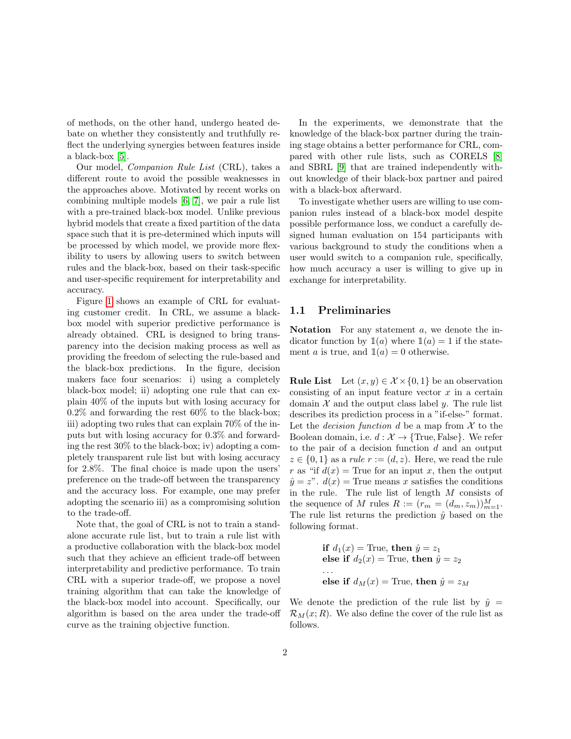of methods, on the other hand, undergo heated debate on whether they consistently and truthfully reflect the underlying synergies between features inside a black-box [5].

Our model, *Companion Rule List* (CRL), takes a different route to avoid the possible weaknesses in the approaches above. Motivated by recent works on combining multiple models [6, 7], we pair a rule list with a pre-trained black-box model. Unlike previous hybrid models that create a fixed partition of the data space such that it is pre-determined which inputs will be processed by which model, we provide more flexibility to users by allowing users to switch between rules and the black-box, based on their task-specific and user-specific requirement for interpretability and accuracy.

Figure 1 shows an example of CRL for evaluating customer credit. In CRL, we assume a black-box model with superior predictive performance is already obtained. CRL is designed to bring transparency into the decision making process as well as providing the freedom of selecting the rule-based and the black-box predictions. In the figure, decision makers face four scenarios: i) using a completely black-box model; ii) adopting one rule that can explain 40% of the inputs but with losing accuracy for 0.2% and forwarding the rest 60% to the black-box; iii) adopting two rules that can explain 70% of the inputs but with losing accuracy for 0.3% and forwarding the rest 30% to the black-box; iv) adopting a completely transparent rule list but with losing accuracy for 2.8%. The final choice is made upon the users' preference on the trade-off between the transparency and the accuracy loss. For example, one may prefer adopting the scenario iii) as a compromising solution to the trade-off.

Note that, the goal of CRL is not to train a standalone accurate rule list, but to train a rule list with a productive collaboration with the black-box model such that they achieve an efficient trade-off between interpretability and predictive performance. To train CRL with a superior trade-off, we propose a novel training algorithm that can take the knowledge of the black-box model into account. Specifically, our algorithm is based on the area under the trade-off curve as the training objective function.

In the experiments, we demonstrate that the knowledge of the black-box partner during the training stage obtains a better performance for CRL, compared with other rule lists, such as CORELS [8] and SBRL [9] that are trained independently without knowledge of their black-box partner and paired with a black-box afterward.

To investigate whether users are willing to use companion rules instead of a black-box model despite possible performance loss, we conduct a carefully designed human evaluation on 154 participants with various background to study the conditions when a user would switch to a companion rule, specifically, how much accuracy a user is willing to give up in exchange for interpretability.

### 1.1 Preliminaries

**Notation** For any statement $a$, we denote the indicator function by $\mathbb{1}(a)$ where $\mathbb{1}(a) = 1$ if the statement $a$ is true, and $\mathbb{1}(a) = 0$ otherwise.

**Rule List** Let $(x, y) \in \mathcal{X} \times \{0, 1\}$ be an observation consisting of an input feature vector $x$ in a certain domain $\mathcal{X}$ and the output class label $y$. The rule list describes its prediction process in a "if-else-" format. Let the *decision function* $d$ be a map from $\mathcal{X}$ to the Boolean domain, i.e. $d : \mathcal{X} \to \{\text{True}, \text{False}\}$. We refer to the pair of a decision function $d$ and an output $z \in \{0, 1\}$ as a *rule* $r := (d, z)$. Here, we read the rule $r$ as "if $d(x) = \text{True}$ for an input $x$, then the output $\hat{y} = z$". $d(x) = \text{True}$ means $x$ satisfies the conditions in the rule. The rule list of length $M$ consists of the sequence of $M$ rules $R := (r_m = (d_m, z_m))_{m=1}^{M}$. The rule list returns the prediction $\hat{y}$ based on the following format.

> **if** $d_1(x) = \text{True}$, **then** $\hat{y} = z_1$
> **else if** $d_2(x) = \text{True}$, **then** $\hat{y} = z_2$
> ...
> **else if** $d_M(x) = \text{True}$, **then** $\hat{y} = z_M$

We denote the prediction of the rule list by $\hat{y} = \mathcal{R}_M(x; R)$. We also define the cover of the rule list as follows.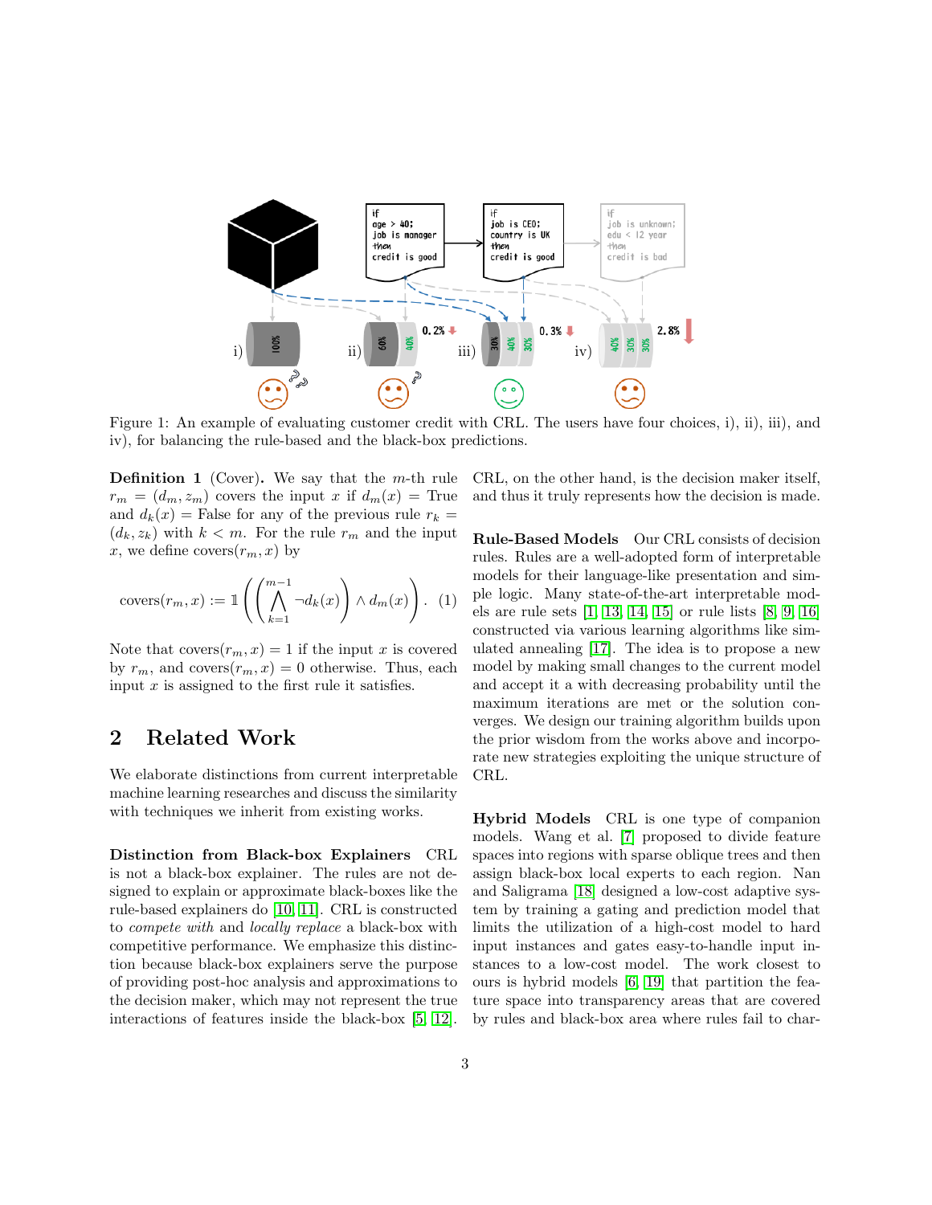Figure 1: An example of evaluating customer credit with CRL. The users have four choices, i), ii), iii), and iv), for balancing the rule-based and the black-box predictions.

**Definition 1** (Cover)**.** We say that the $m$-th rule $r_m = (d_m, z_m)$ covers the input $x$ if $d_m(x) = \text{True}$ and $d_k(x) = \text{False}$ for any of the previous rule $r_k = (d_k, z_k)$ with $k < m$. For the rule $r_m$ and the input $x$, we define covers$(r_m, x)$ by

$$\text{covers}(r_m, x) := \mathbb{1}\left(\left(\bigwedge_{k=1}^{m-1} \neg d_k(x)\right) \wedge d_m(x)\right). \quad (1)$$

Note that covers$(r_m, x) = 1$ if the input $x$ is covered by $r_m$, and covers$(r_m, x) = 0$ otherwise. Thus, each input $x$ is assigned to the first rule it satisfies.

## 2 Related Work

We elaborate distinctions from current interpretable machine learning researches and discuss the similarity with techniques we inherit from existing works.

**Distinction from Black-box Explainers** CRL is not a black-box explainer. The rules are not designed to explain or approximate black-boxes like the rule-based explainers do [10, 11]. CRL is constructed to *compete with* and *locally replace* a black-box with competitive performance. We emphasize this distinction because black-box explainers serve the purpose of providing post-hoc analysis and approximations to the decision maker, which may not represent the true interactions of features inside the black-box [5, 12]. CRL, on the other hand, is the decision maker itself, and thus it truly represents how the decision is made.

**Rule-Based Models** Our CRL consists of decision rules. Rules are a well-adopted form of interpretable models for their language-like presentation and simple logic. Many state-of-the-art interpretable models are rule sets [1, 13, 14, 15] or rule lists [8, 9, 16] constructed via various learning algorithms like simulated annealing [17]. The idea is to propose a new model by making small changes to the current model and accept it a with decreasing probability until the maximum iterations are met or the solution converges. We design our training algorithm builds upon the prior wisdom from the works above and incorporate new strategies exploiting the unique structure of CRL.

**Hybrid Models** CRL is one type of companion models. Wang et al. [7] proposed to divide feature spaces into regions with sparse oblique trees and then assign black-box local experts to each region. Nan and Saligrama [18] designed a low-cost adaptive system by training a gating and prediction model that limits the utilization of a high-cost model to hard input instances and gates easy-to-handle input instances to a low-cost model. The work closest to ours is hybrid models [6, 19] that partition the feature space into transparency areas that are covered by rules and black-box area where rules fail to char-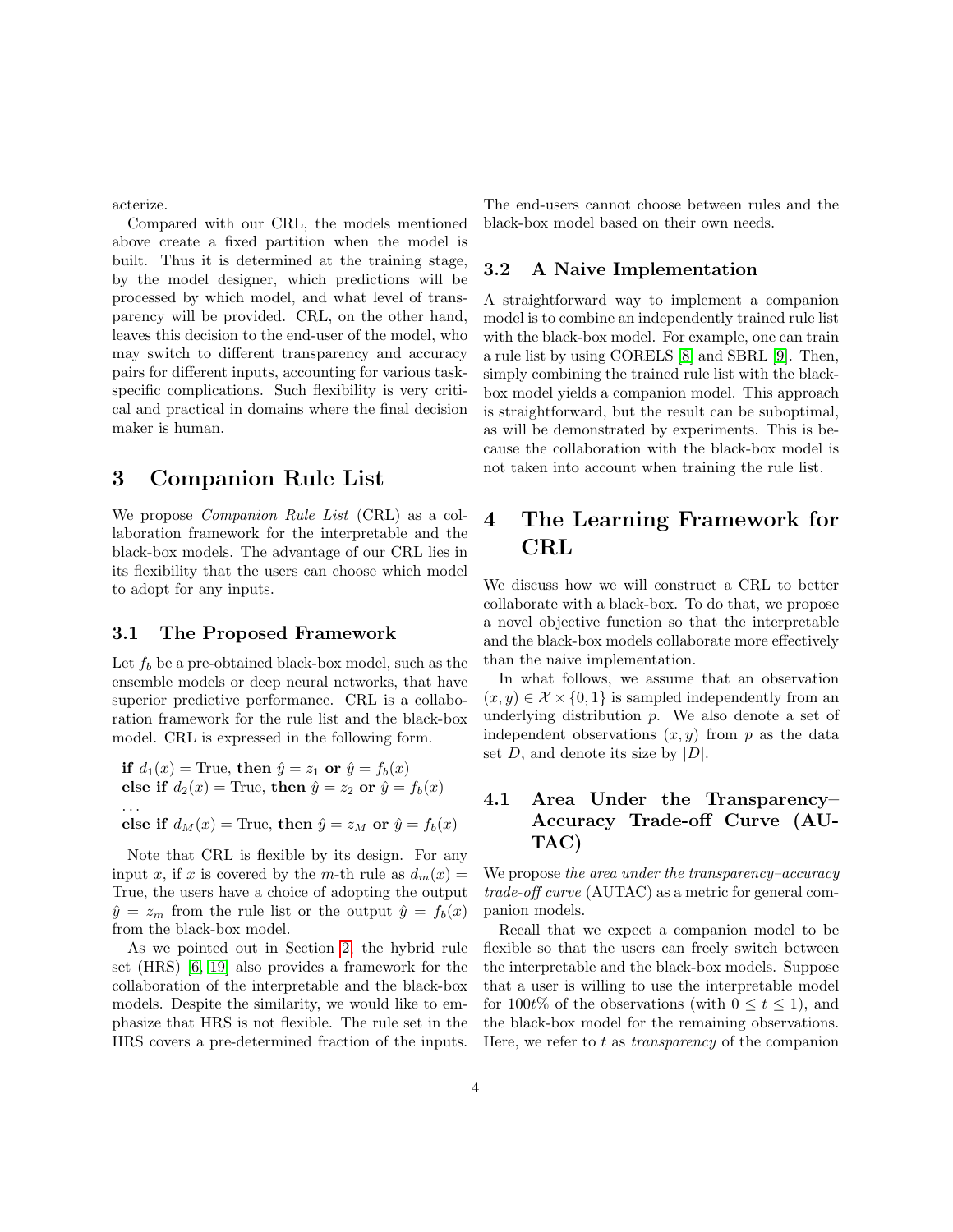acterize.

Compared with our CRL, the models mentioned above create a fixed partition when the model is built. Thus it is determined at the training stage, by the model designer, which predictions will be processed by which model, and what level of transparency will be provided. CRL, on the other hand, leaves this decision to the end-user of the model, who may switch to different transparency and accuracy pairs for different inputs, accounting for various task-specific complications. Such flexibility is very critical and practical in domains where the final decision maker is human.

# 3 Companion Rule List

We propose *Companion Rule List* (CRL) as a collaboration framework for the interpretable and the black-box models. The advantage of our CRL lies in its flexibility that the users can choose which model to adopt for any inputs.

## 3.1 The Proposed Framework

Let $f_b$ be a pre-obtained black-box model, such as the ensemble models or deep neural networks, that have superior predictive performance. CRL is a collaboration framework for the rule list and the black-box model. CRL is expressed in the following form.

**if** $d_1(x) =$ True, **then** $\hat{y} = z_1$ **or** $\hat{y} = f_b(x)$
**else if** $d_2(x) =$ True, **then** $\hat{y} = z_2$ **or** $\hat{y} = f_b(x)$
...
**else if** $d_M(x) =$ True, **then** $\hat{y} = z_M$ **or** $\hat{y} = f_b(x)$

Note that CRL is flexible by its design. For any input $x$, if $x$ is covered by the $m$-th rule as $d_m(x) =$ True, the users have a choice of adopting the output $\hat{y} = z_m$ from the rule list or the output $\hat{y} = f_b(x)$ from the black-box model.

As we pointed out in Section 2, the hybrid rule set (HRS) [6, 19] also provides a framework for the collaboration of the interpretable and the black-box models. Despite the similarity, we would like to emphasize that HRS is not flexible. The rule set in the HRS covers a pre-determined fraction of the inputs. The end-users cannot choose between rules and the black-box model based on their own needs.

## 3.2 A Naive Implementation

A straightforward way to implement a companion model is to combine an independently trained rule list with the black-box model. For example, one can train a rule list by using CORELS [8] and SBRL [9]. Then, simply combining the trained rule list with the black-box model yields a companion model. This approach is straightforward, but the result can be suboptimal, as will be demonstrated by experiments. This is because the collaboration with the black-box model is not taken into account when training the rule list.

# 4 The Learning Framework for CRL

We discuss how we will construct a CRL to better collaborate with a black-box. To do that, we propose a novel objective function so that the interpretable and the black-box models collaborate more effectively than the naive implementation.

In what follows, we assume that an observation $(x, y) \in \mathcal{X} \times \{0, 1\}$ is sampled independently from an underlying distribution $p$. We also denote a set of independent observations $(x, y)$ from $p$ as the data set $D$, and denote its size by $|D|$.

## 4.1 Area Under the Transparency–Accuracy Trade-off Curve (AUTAC)

We propose *the area under the transparency–accuracy trade-off curve* (AUTAC) as a metric for general companion models.

Recall that we expect a companion model to be flexible so that the users can freely switch between the interpretable and the black-box models. Suppose that a user is willing to use the interpretable model for $100t\%$ of the observations (with $0 \le t \le 1$), and the black-box model for the remaining observations. Here, we refer to $t$ as *transparency* of the companion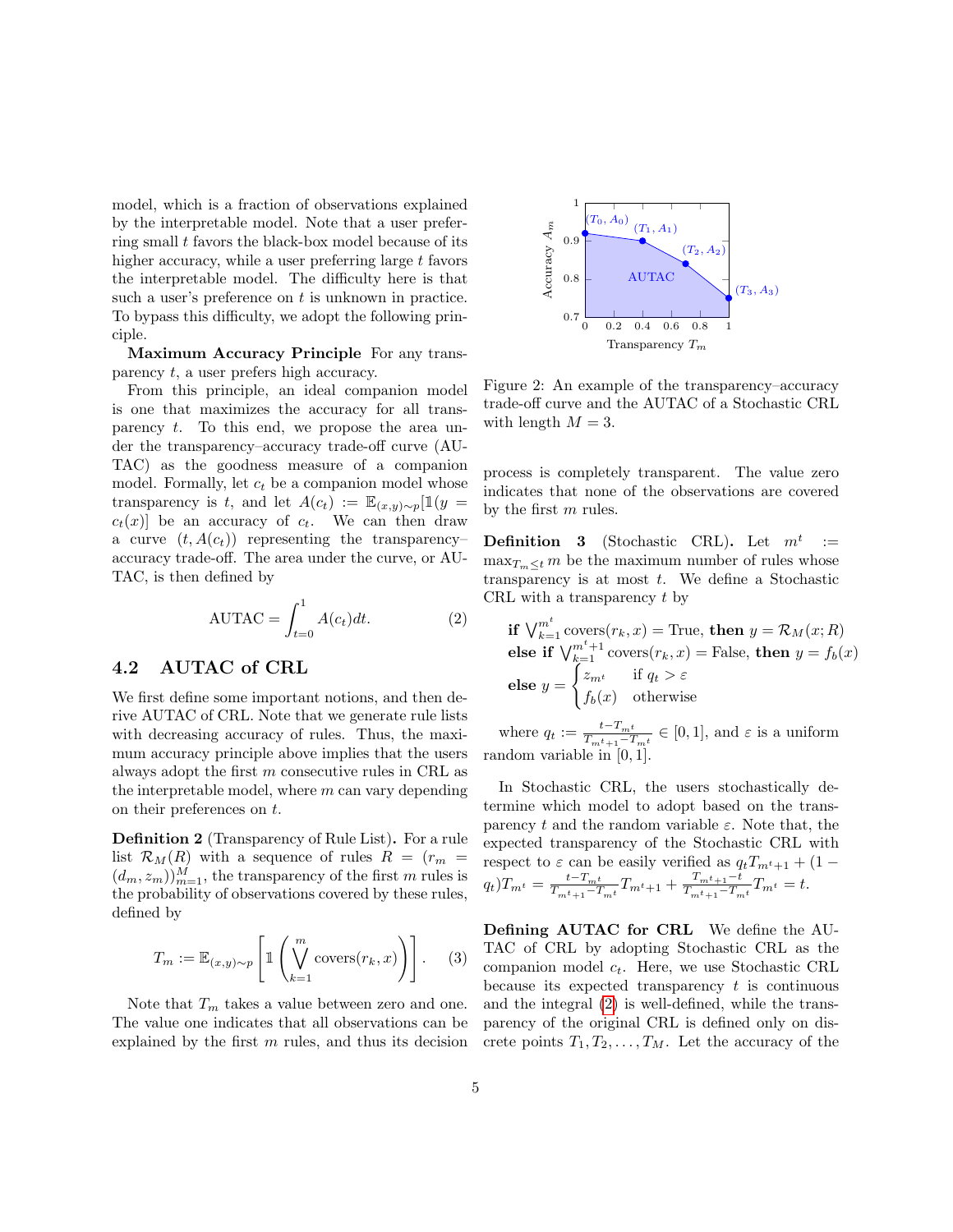model, which is a fraction of observations explained by the interpretable model. Note that a user preferring small $t$ favors the black-box model because of its higher accuracy, while a user preferring large $t$ favors the interpretable model. The difficulty here is that such a user's preference on $t$ is unknown in practice. To bypass this difficulty, we adopt the following principle.

**Maximum Accuracy Principle** For any transparency $t$, a user prefers high accuracy.

From this principle, an ideal companion model is one that maximizes the accuracy for all transparency $t$. To this end, we propose the area under the transparency–accuracy trade-off curve (AUTAC) as the goodness measure of a companion model. Formally, let $c_t$ be a companion model whose transparency is $t$, and let $A(c_t) := \mathbb{E}_{(x,y)\sim p}[\mathbb{1}(y = c_t(x)]$ be an accuracy of $c_t$. We can then draw a curve $(t, A(c_t))$ representing the transparency–accuracy trade-off. The area under the curve, or AUTAC, is then defined by

$$\text{AUTAC} = \int_{t=0}^{1} A(c_t)dt. \tag{2}$$

## 4.2 AUTAC of CRL

We first define some important notions, and then derive AUTAC of CRL. Note that we generate rule lists with decreasing accuracy of rules. Thus, the maximum accuracy principle above implies that the users always adopt the first $m$ consecutive rules in CRL as the interpretable model, where $m$ can vary depending on their preferences on $t$.

**Definition 2** (Transparency of Rule List)**.** For a rule list $\mathcal{R}_M(R)$ with a sequence of rules $R = (r_m = (d_m, z_m))_{m=1}^{M}$, the transparency of the first $m$ rules is the probability of observations covered by these rules, defined by

$$T_m := \mathbb{E}_{(x,y)\sim p}\left[\mathbb{1}\left(\bigvee_{k=1}^{m} \text{covers}(r_k, x)\right)\right]. \tag{3}$$

Note that $T_m$ takes a value between zero and one. The value one indicates that all observations can be explained by the first $m$ rules, and thus its decision process is completely transparent. The value zero indicates that none of the observations are covered by the first $m$ rules.

Figure 2: An example of the transparency–accuracy trade-off curve and the AUTAC of a Stochastic CRL with length $M = 3$.

**Definition 3** (Stochastic CRL)**.** Let $m^t := \max_{T_m \leq t} m$ be the maximum number of rules whose transparency is at most $t$. We define a Stochastic CRL with a transparency $t$ by

**if** $\bigvee_{k=1}^{m^t} \text{covers}(r_k, x) = \text{True}$, **then** $y = \mathcal{R}_M(x; R)$
**else if** $\bigvee_{k=1}^{m^t+1} \text{covers}(r_k, x) = \text{False}$, **then** $y = f_b(x)$
**else** $y = \begin{cases} z_{m^t} & \text{if } q_t > \varepsilon \\ f_b(x) & \text{otherwise} \end{cases}$

where $q_t := \frac{t - T_{m^t}}{T_{m^t+1} - T_{m^t}} \in [0, 1]$, and $\varepsilon$ is a uniform random variable in $[0, 1]$.

In Stochastic CRL, the users stochastically determine which model to adopt based on the transparency $t$ and the random variable $\varepsilon$. Note that, the expected transparency of the Stochastic CRL with respect to $\varepsilon$ can be easily verified as $q_t T_{m^t+1} + (1 - q_t) T_{m^t} = \frac{t - T_{m^t}}{T_{m^t+1} - T_{m^t}} T_{m^t+1} + \frac{T_{m^t+1} - t}{T_{m^t+1} - T_{m^t}} T_{m^t} = t$.

**Defining AUTAC for CRL** We define the AUTAC of CRL by adopting Stochastic CRL as the companion model $c_t$. Here, we use Stochastic CRL because its expected transparency $t$ is continuous and the integral (2) is well-defined, while the transparency of the original CRL is defined only on discrete points $T_1, T_2, \ldots, T_M$. Let the accuracy of the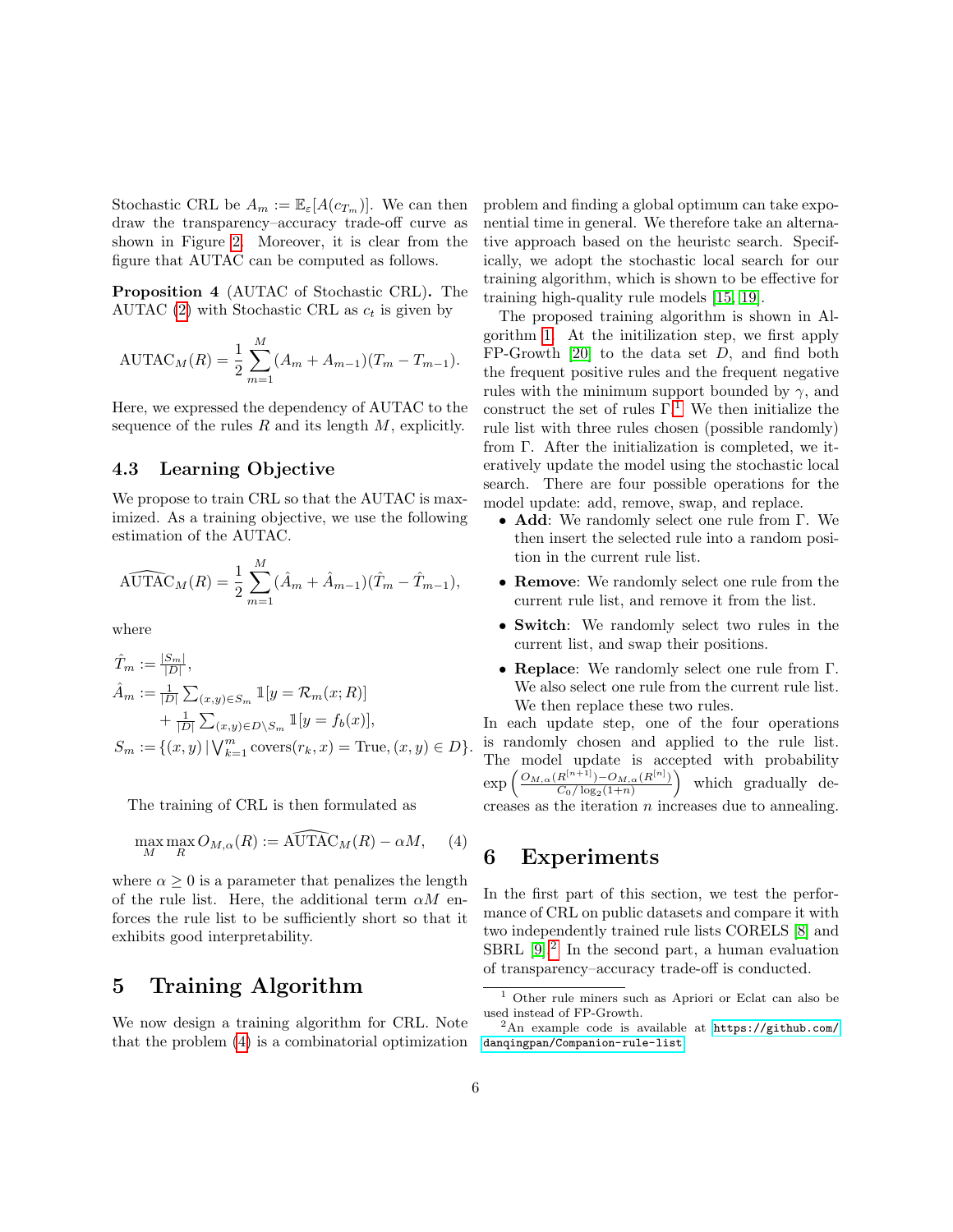Stochastic CRL be $A_m := \mathbb{E}_\varepsilon[A(c_{T_m})]$. We can then draw the transparency–accuracy trade-off curve as shown in Figure 2. Moreover, it is clear from the figure that AUTAC can be computed as follows.

**Proposition 4** (AUTAC of Stochastic CRL)**.** The AUTAC (2) with Stochastic CRL as $c_t$ is given by

$$\mathrm{AUTAC}_M(R) = \frac{1}{2}\sum_{m=1}^{M}(A_m + A_{m-1})(T_m - T_{m-1}).$$

Here, we expressed the dependency of AUTAC to the sequence of the rules $R$ and its length $M$, explicitly.

### 4.3 Learning Objective

We propose to train CRL so that the AUTAC is maximized. As a training objective, we use the following estimation of the AUTAC.

$$\widehat{\mathrm{AUTAC}}_M(R) = \frac{1}{2}\sum_{m=1}^{M}(\hat{A}_m + \hat{A}_{m-1})(\hat{T}_m - \hat{T}_{m-1}),$$

where

$$\begin{aligned}
\hat{T}_m &:= \tfrac{|S_m|}{|D|}, \\
\hat{A}_m &:= \tfrac{1}{|D|}\textstyle\sum_{(x,y)\in S_m} \mathbb{1}[y = \mathcal{R}_m(x; R)] \\
&\quad + \tfrac{1}{|D|}\textstyle\sum_{(x,y)\in D\setminus S_m} \mathbb{1}[y = f_b(x)], \\
S_m &:= \{(x,y) \,|\, \textstyle\bigvee_{k=1}^{m} \mathrm{covers}(r_k, x) = \mathrm{True}, (x,y)\in D\}.
\end{aligned}$$

The training of CRL is then formulated as

$$\max_M \max_R O_{M,\alpha}(R) := \widehat{\mathrm{AUTAC}}_M(R) - \alpha M, \qquad (4)$$

where $\alpha \geq 0$ is a parameter that penalizes the length of the rule list. Here, the additional term $\alpha M$ enforces the rule list to be sufficiently short so that it exhibits good interpretability.

## 5 Training Algorithm

We now design a training algorithm for CRL. Note that the problem (4) is a combinatorial optimization problem and finding a global optimum can take exponential time in general. We therefore take an alternative approach based on the heuristc search. Specifically, we adopt the stochastic local search for our training algorithm, which is shown to be effective for training high-quality rule models [15, 19].

The proposed training algorithm is shown in Algorithm 1. At the initilization step, we first apply FP-Growth [20] to the data set $D$, and find both the frequent positive rules and the frequent negative rules with the minimum support bounded by $\gamma$, and construct the set of rules $\Gamma$.[1] We then initialize the rule list with three rules chosen (possible randomly) from $\Gamma$. After the initialization is completed, we iteratively update the model using the stochastic local search. There are four possible operations for the model update: add, remove, swap, and replace.

- **Add**: We randomly select one rule from $\Gamma$. We then insert the selected rule into a random position in the current rule list.
- **Remove**: We randomly select one rule from the current rule list, and remove it from the list.
- **Switch**: We randomly select two rules in the current list, and swap their positions.
- **Replace**: We randomly select one rule from $\Gamma$. We also select one rule from the current rule list. We then replace these two rules.

In each update step, one of the four operations is randomly chosen and applied to the rule list. The model update is accepted with probability $\exp\left(\frac{O_{M,\alpha}(R^{[n+1]}) - O_{M,\alpha}(R^{[n]})}{C_0/\log_2(1+n)}\right)$ which gradually decreases as the iteration $n$ increases due to annealing.

## 6 Experiments

In the first part of this section, we test the performance of CRL on public datasets and compare it with two independently trained rule lists CORELS [8] and SBRL [9].[2] In the second part, a human evaluation of transparency–accuracy trade-off is conducted.

---

[1] Other rule miners such as Apriori or Eclat can also be used instead of FP-Growth.

[2] An example code is available at https://github.com/danqingpan/Companion-rule-list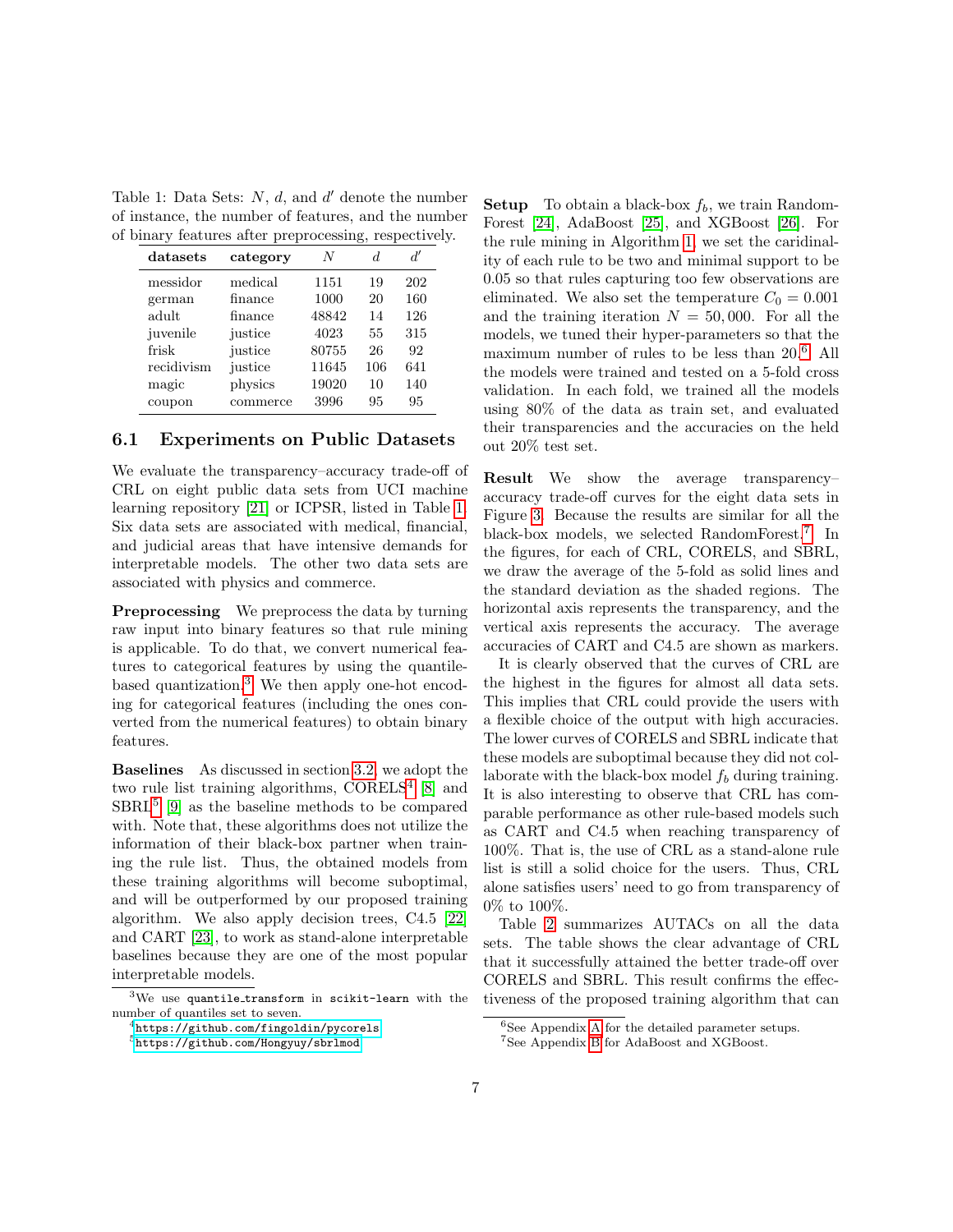Table 1: Data Sets: $N$, $d$, and $d'$ denote the number of instance, the number of features, and the number of binary features after preprocessing, respectively.

| datasets | category | $N$ | $d$ | $d'$ |
|---|---|---|---|---|
| messidor | medical | 1151 | 19 | 202 |
| german | finance | 1000 | 20 | 160 |
| adult | finance | 48842 | 14 | 126 |
| juvenile | justice | 4023 | 55 | 315 |
| frisk | justice | 80755 | 26 | 92 |
| recidivism | justice | 11645 | 106 | 641 |
| magic | physics | 19020 | 10 | 140 |
| coupon | commerce | 3996 | 95 | 95 |

## 6.1 Experiments on Public Datasets

We evaluate the transparency–accuracy trade-off of CRL on eight public data sets from UCI machine learning repository [21] or ICPSR, listed in Table 1. Six data sets are associated with medical, financial, and judicial areas that have intensive demands for interpretable models. The other two data sets are associated with physics and commerce.

**Preprocessing** We preprocess the data by turning raw input into binary features so that rule mining is applicable. To do that, we convert numerical features to categorical features by using the quantile-based quantization.[3] We then apply one-hot encoding for categorical features (including the ones converted from the numerical features) to obtain binary features.

**Baselines** As discussed in section 3.2, we adopt the two rule list training algorithms, CORELS[4] [8] and SBRL[5] [9] as the baseline methods to be compared with. Note that, these algorithms does not utilize the information of their black-box partner when training the rule list. Thus, the obtained models from these training algorithms will become suboptimal, and will be outperformed by our proposed training algorithm. We also apply decision trees, C4.5 [22] and CART [23], to work as stand-alone interpretable baselines because they are one of the most popular interpretable models.

**Setup** To obtain a black-box $f_b$, we train RandomForest [24], AdaBoost [25], and XGBoost [26]. For the rule mining in Algorithm 1, we set the caridinality of each rule to be two and minimal support to be 0.05 so that rules capturing too few observations are eliminated. We also set the temperature $C_0 = 0.001$ and the training iteration $N = 50,000$. For all the models, we tuned their hyper-parameters so that the maximum number of rules to be less than 20.[6] All the models were trained and tested on a 5-fold cross validation. In each fold, we trained all the models using 80% of the data as train set, and evaluated their transparencies and the accuracies on the held out 20% test set.

**Result** We show the average transparency–accuracy trade-off curves for the eight data sets in Figure 3. Because the results are similar for all the black-box models, we selected RandomForest.[7] In the figures, for each of CRL, CORELS, and SBRL, we draw the average of the 5-fold as solid lines and the standard deviation as the shaded regions. The horizontal axis represents the transparency, and the vertical axis represents the accuracy. The average accuracies of CART and C4.5 are shown as markers.

It is clearly observed that the curves of CRL are the highest in the figures for almost all data sets. This implies that CRL could provide the users with a flexible choice of the output with high accuracies. The lower curves of CORELS and SBRL indicate that these models are suboptimal because they did not collaborate with the black-box model $f_b$ during training. It is also interesting to observe that CRL has comparable performance as other rule-based models such as CART and C4.5 when reaching transparency of 100%. That is, the use of CRL as a stand-alone rule list is still a solid choice for the users. Thus, CRL alone satisfies users' need to go from transparency of 0% to 100%.

Table 2 summarizes AUTACs on all the data sets. The table shows the clear advantage of CRL that it successfully attained the better trade-off over CORELS and SBRL. This result confirms the effectiveness of the proposed training algorithm that can

[3] We use `quantile_transform` in `scikit-learn` with the number of quantiles set to seven.

[4] https://github.com/fingoldin/pycorels

[5] https://github.com/Hongyuy/sbrlmod

[6] See Appendix A for the detailed parameter setups.

[7] See Appendix B for AdaBoost and XGBoost.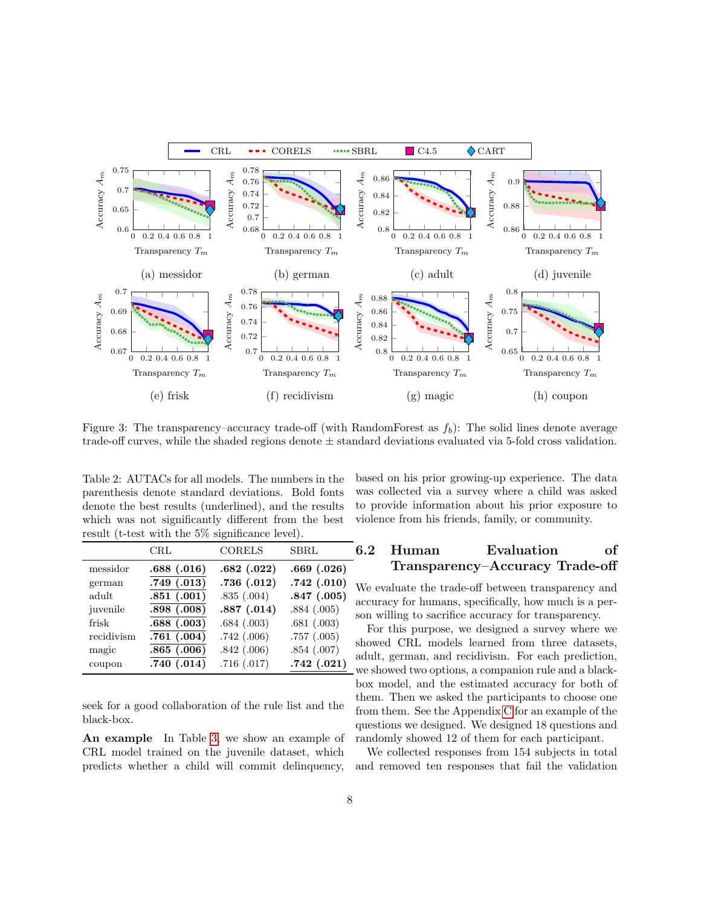Figure 3: The transparency–accuracy trade-off (with RandomForest as $f_b$): The solid lines denote average trade-off curves, while the shaded regions denote ± standard deviations evaluated via 5-fold cross validation.

Table 2: AUTACs for all models. The numbers in the parenthesis denote standard deviations. Bold fonts denote the best results (underlined), and the results which was not significantly different from the best result (t-test with the 5% significance level).

| | CRL | CORELS | SBRL |
|---|---|---|---|
| messidor | **.688 (.016)** | **.682 (.022)** | **.669 (.026)** |
| german | **.749 (.013)** | **.736 (.012)** | **.742 (.010)** |
| adult | **.851 (.001)** | .835 (.004) | **.847 (.005)** |
| juvenile | **.898 (.008)** | **.887 (.014)** | .884 (.005) |
| frisk | **.688 (.003)** | .684 (.003) | .681 (.003) |
| recidivism | **.761 (.004)** | .742 (.006) | .757 (.005) |
| magic | **.865 (.006)** | .842 (.006) | .854 (.007) |
| coupon | **.740 (.014)** | .716 (.017) | **.742 (.021)** |

seek for a good collaboration of the rule list and the black-box.

**An example** In Table 3, we show an example of CRL model trained on the juvenile dataset, which predicts whether a child will commit delinquency, based on his prior growing-up experience. The data was collected via a survey where a child was asked to provide information about his prior exposure to violence from his friends, family, or community.

## 6.2 Human Evaluation of Transparency–Accuracy Trade-off

We evaluate the trade-off between transparency and accuracy for humans, specifically, how much is a person willing to sacrifice accuracy for transparency.

For this purpose, we designed a survey where we showed CRL models learned from three datasets, adult, german, and recidivism. For each prediction, we showed two options, a companion rule and a black-box model, and the estimated accuracy for both of them. Then we asked the participants to choose one from them. See the Appendix C for an example of the questions we designed. We designed 18 questions and randomly showed 12 of them for each participant.

We collected responses from 154 subjects in total and removed ten responses that fail the validation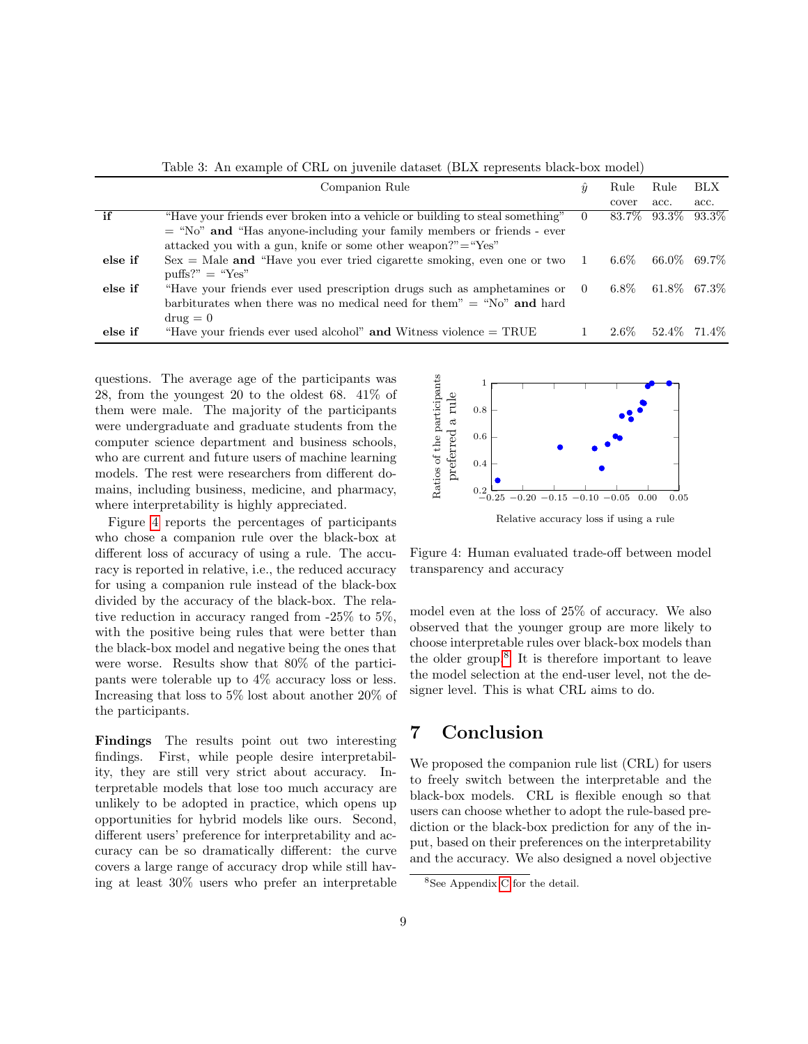Table 3: An example of CRL on juvenile dataset (BLX represents black-box model)

| | Companion Rule | $\hat{y}$ | Rule cover | Rule acc. | BLX acc. |
|---|---|---|---|---|---|
| **if** | "Have your friends ever broken into a vehicle or building to steal something" = "No" **and** "Has anyone-including your family members or friends - ever attacked you with a gun, knife or some other weapon?"="Yes" | 0 | 83.7% | 93.3% | 93.3% |
| **else if** | Sex = Male **and** "Have you ever tried cigarette smoking, even one or two puffs?" = "Yes" | 1 | 6.6% | 66.0% | 69.7% |
| **else if** | "Have your friends ever used prescription drugs such as amphetamines or barbiturates when there was no medical need for them" = "No" **and** hard drug = 0 | 0 | 6.8% | 61.8% | 67.3% |
| **else if** | "Have your friends ever used alcohol" **and** Witness violence = TRUE | 1 | 2.6% | 52.4% | 71.4% |

questions. The average age of the participants was 28, from the youngest 20 to the oldest 68. 41% of them were male. The majority of the participants were undergraduate and graduate students from the computer science department and business schools, who are current and future users of machine learning models. The rest were researchers from different domains, including business, medicine, and pharmacy, where interpretability is highly appreciated.

Figure 4 reports the percentages of participants who chose a companion rule over the black-box at different loss of accuracy of using a rule. The accuracy is reported in relative, i.e., the reduced accuracy for using a companion rule instead of the black-box divided by the accuracy of the black-box. The relative reduction in accuracy ranged from -25% to 5%, with the positive being rules that were better than the black-box model and negative being the ones that were worse. Results show that 80% of the participants were tolerable up to 4% accuracy loss or less. Increasing that loss to 5% lost about another 20% of the participants.

Figure 4: Human evaluated trade-off between model transparency and accuracy

**Findings** The results point out two interesting findings. First, while people desire interpretability, they are still very strict about accuracy. Interpretable models that lose too much accuracy are unlikely to be adopted in practice, which opens up opportunities for hybrid models like ours. Second, different users' preference for interpretability and accuracy can be so dramatically different: the curve covers a large range of accuracy drop while still having at least 30% users who prefer an interpretable model even at the loss of 25% of accuracy. We also observed that the younger group are more likely to choose interpretable rules over black-box models than the older group.[8] It is therefore important to leave the model selection at the end-user level, not the designer level. This is what CRL aims to do.

# 7 Conclusion

We proposed the companion rule list (CRL) for users to freely switch between the interpretable and the black-box models. CRL is flexible enough so that users can choose whether to adopt the rule-based prediction or the black-box prediction for any of the input, based on their preferences on the interpretability and the accuracy. We also designed a novel objective

[8] See Appendix C for the detail.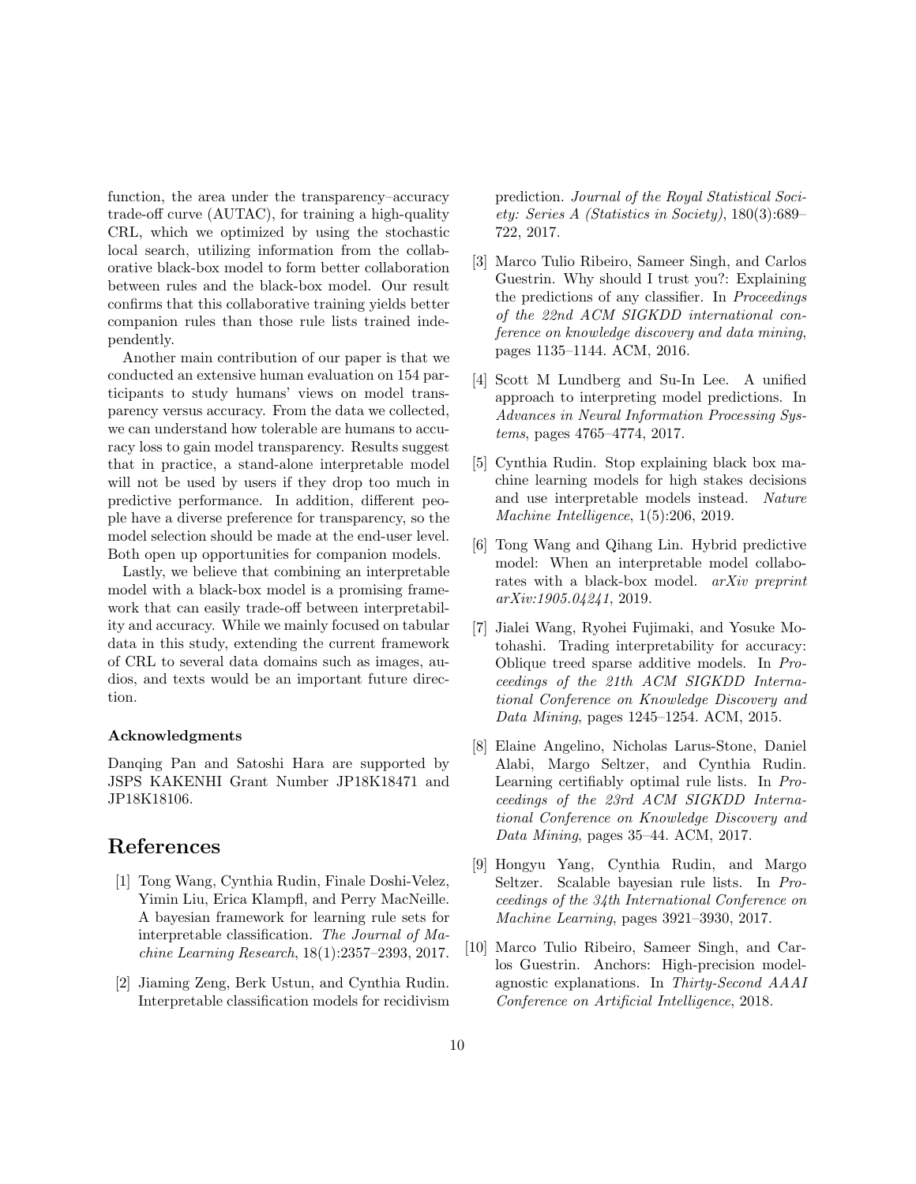function, the area under the transparency–accuracy trade-off curve (AUTAC), for training a high-quality CRL, which we optimized by using the stochastic local search, utilizing information from the collaborative black-box model to form better collaboration between rules and the black-box model. Our result confirms that this collaborative training yields better companion rules than those rule lists trained independently.

Another main contribution of our paper is that we conducted an extensive human evaluation on 154 participants to study humans' views on model transparency versus accuracy. From the data we collected, we can understand how tolerable are humans to accuracy loss to gain model transparency. Results suggest that in practice, a stand-alone interpretable model will not be used by users if they drop too much in predictive performance. In addition, different people have a diverse preference for transparency, so the model selection should be made at the end-user level. Both open up opportunities for companion models.

Lastly, we believe that combining an interpretable model with a black-box model is a promising framework that can easily trade-off between interpretability and accuracy. While we mainly focused on tabular data in this study, extending the current framework of CRL to several data domains such as images, audios, and texts would be an important future direction.

### Acknowledgments

Danqing Pan and Satoshi Hara are supported by JSPS KAKENHI Grant Number JP18K18471 and JP18K18106.

## References

[1] Tong Wang, Cynthia Rudin, Finale Doshi-Velez, Yimin Liu, Erica Klampfl, and Perry MacNeille. A bayesian framework for learning rule sets for interpretable classification. *The Journal of Machine Learning Research*, 18(1):2357–2393, 2017.

[2] Jiaming Zeng, Berk Ustun, and Cynthia Rudin. Interpretable classification models for recidivism prediction. *Journal of the Royal Statistical Society: Series A (Statistics in Society)*, 180(3):689–722, 2017.

[3] Marco Tulio Ribeiro, Sameer Singh, and Carlos Guestrin. Why should I trust you?: Explaining the predictions of any classifier. In *Proceedings of the 22nd ACM SIGKDD international conference on knowledge discovery and data mining*, pages 1135–1144. ACM, 2016.

[4] Scott M Lundberg and Su-In Lee. A unified approach to interpreting model predictions. In *Advances in Neural Information Processing Systems*, pages 4765–4774, 2017.

[5] Cynthia Rudin. Stop explaining black box machine learning models for high stakes decisions and use interpretable models instead. *Nature Machine Intelligence*, 1(5):206, 2019.

[6] Tong Wang and Qihang Lin. Hybrid predictive model: When an interpretable model collaborates with a black-box model. *arXiv preprint arXiv:1905.04241*, 2019.

[7] Jialei Wang, Ryohei Fujimaki, and Yosuke Motohashi. Trading interpretability for accuracy: Oblique treed sparse additive models. In *Proceedings of the 21th ACM SIGKDD International Conference on Knowledge Discovery and Data Mining*, pages 1245–1254. ACM, 2015.

[8] Elaine Angelino, Nicholas Larus-Stone, Daniel Alabi, Margo Seltzer, and Cynthia Rudin. Learning certifiably optimal rule lists. In *Proceedings of the 23rd ACM SIGKDD International Conference on Knowledge Discovery and Data Mining*, pages 35–44. ACM, 2017.

[9] Hongyu Yang, Cynthia Rudin, and Margo Seltzer. Scalable bayesian rule lists. In *Proceedings of the 34th International Conference on Machine Learning*, pages 3921–3930, 2017.

[10] Marco Tulio Ribeiro, Sameer Singh, and Carlos Guestrin. Anchors: High-precision model-agnostic explanations. In *Thirty-Second AAAI Conference on Artificial Intelligence*, 2018.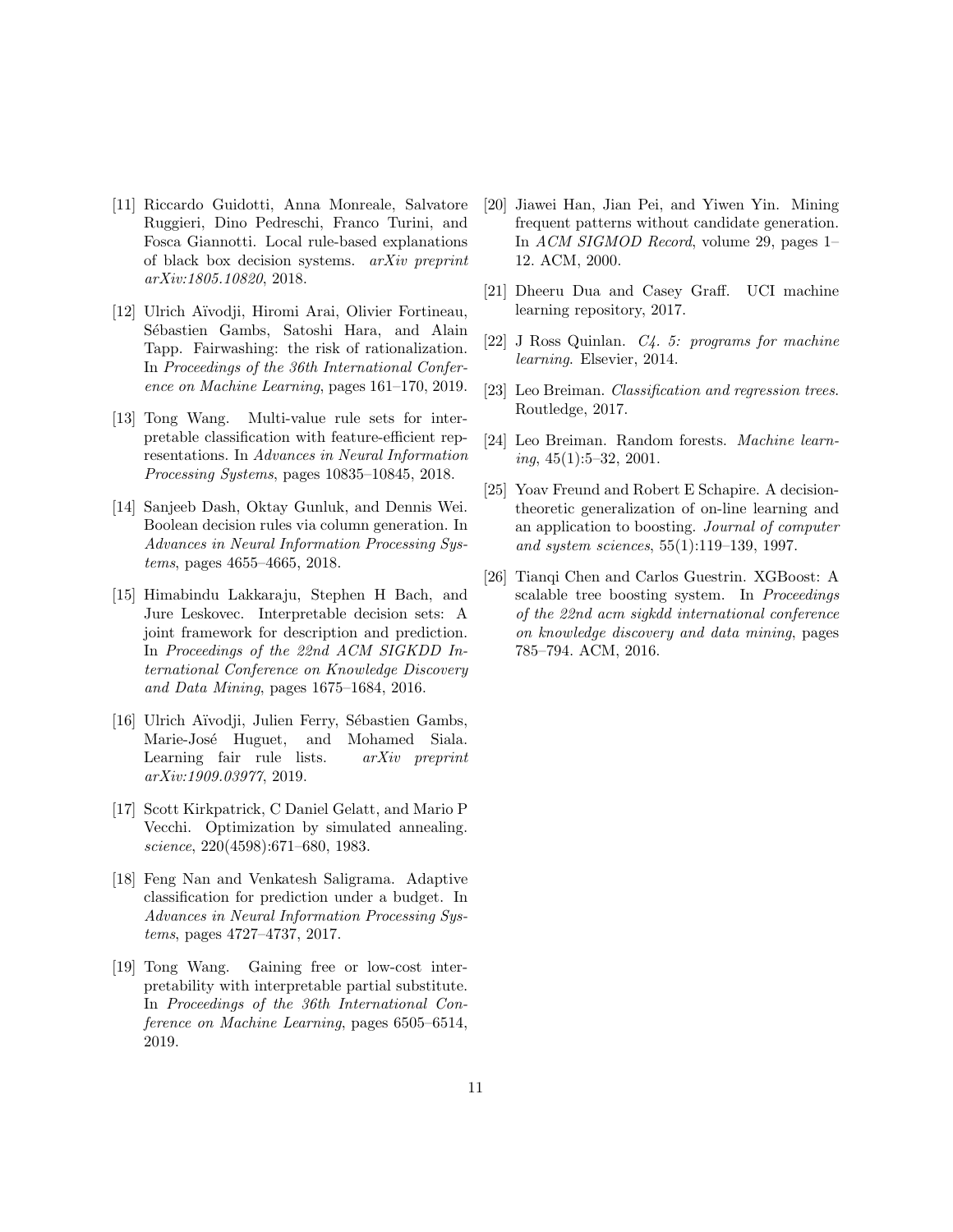[11] Riccardo Guidotti, Anna Monreale, Salvatore Ruggieri, Dino Pedreschi, Franco Turini, and Fosca Giannotti. Local rule-based explanations of black box decision systems. *arXiv preprint arXiv:1805.10820*, 2018.

[12] Ulrich Aïvodji, Hiromi Arai, Olivier Fortineau, Sébastien Gambs, Satoshi Hara, and Alain Tapp. Fairwashing: the risk of rationalization. In *Proceedings of the 36th International Conference on Machine Learning*, pages 161–170, 2019.

[13] Tong Wang. Multi-value rule sets for interpretable classification with feature-efficient representations. In *Advances in Neural Information Processing Systems*, pages 10835–10845, 2018.

[14] Sanjeeb Dash, Oktay Gunluk, and Dennis Wei. Boolean decision rules via column generation. In *Advances in Neural Information Processing Systems*, pages 4655–4665, 2018.

[15] Himabindu Lakkaraju, Stephen H Bach, and Jure Leskovec. Interpretable decision sets: A joint framework for description and prediction. In *Proceedings of the 22nd ACM SIGKDD International Conference on Knowledge Discovery and Data Mining*, pages 1675–1684, 2016.

[16] Ulrich Aïvodji, Julien Ferry, Sébastien Gambs, Marie-José Huguet, and Mohamed Siala. Learning fair rule lists. *arXiv preprint arXiv:1909.03977*, 2019.

[17] Scott Kirkpatrick, C Daniel Gelatt, and Mario P Vecchi. Optimization by simulated annealing. *science*, 220(4598):671–680, 1983.

[18] Feng Nan and Venkatesh Saligrama. Adaptive classification for prediction under a budget. In *Advances in Neural Information Processing Systems*, pages 4727–4737, 2017.

[19] Tong Wang. Gaining free or low-cost interpretability with interpretable partial substitute. In *Proceedings of the 36th International Conference on Machine Learning*, pages 6505–6514, 2019.

[20] Jiawei Han, Jian Pei, and Yiwen Yin. Mining frequent patterns without candidate generation. In *ACM SIGMOD Record*, volume 29, pages 1–12. ACM, 2000.

[21] Dheeru Dua and Casey Graff. UCI machine learning repository, 2017.

[22] J Ross Quinlan. *C4. 5: programs for machine learning*. Elsevier, 2014.

[23] Leo Breiman. *Classification and regression trees*. Routledge, 2017.

[24] Leo Breiman. Random forests. *Machine learning*, 45(1):5–32, 2001.

[25] Yoav Freund and Robert E Schapire. A decision-theoretic generalization of on-line learning and an application to boosting. *Journal of computer and system sciences*, 55(1):119–139, 1997.

[26] Tianqi Chen and Carlos Guestrin. XGBoost: A scalable tree boosting system. In *Proceedings of the 22nd acm sigkdd international conference on knowledge discovery and data mining*, pages 785–794. ACM, 2016.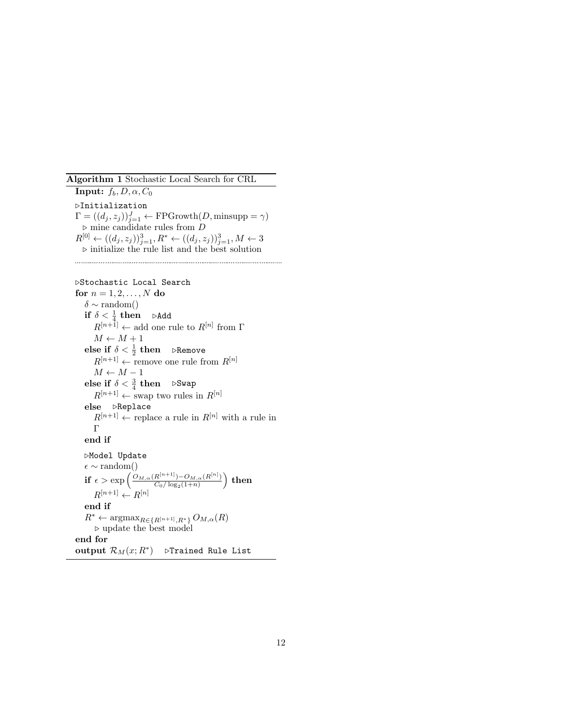**Algorithm 1** Stochastic Local Search for CRL

**Input:** $f_b, D, \alpha, C_0$

▷Initialization

$\Gamma = ((d_j, z_j))_{j=1}^{J} \leftarrow \text{FPGrowth}(D, \text{minsupp} = \gamma)$
  ▷ mine candidate rules from $D$

$R^{[0]} \leftarrow ((d_j, z_j))_{j=1}^{3}, R^* \leftarrow ((d_j, z_j))_{j=1}^{3}, M \leftarrow 3$
  ▷ initialize the rule list and the best solution

---

▷Stochastic Local Search

**for** $n = 1, 2, \ldots, N$ **do**
  $\delta \sim \text{random}()$
  **if** $\delta < \frac{1}{4}$ **then** ▷Add
    $R^{[n+1]} \leftarrow$ add one rule to $R^{[n]}$ from $\Gamma$
    $M \leftarrow M + 1$
  **else if** $\delta < \frac{1}{2}$ **then** ▷Remove
    $R^{[n+1]} \leftarrow$ remove one rule from $R^{[n]}$
    $M \leftarrow M - 1$
  **else if** $\delta < \frac{3}{4}$ **then** ▷Swap
    $R^{[n+1]} \leftarrow$ swap two rules in $R^{[n]}$
  **else** ▷Replace
    $R^{[n+1]} \leftarrow$ replace a rule in $R^{[n]}$ with a rule in $\Gamma$
  **end if**

  ▷Model Update
  $\epsilon \sim \text{random}()$
  **if** $\epsilon > \exp\left(\frac{O_{M,\alpha}(R^{[n+1]}) - O_{M,\alpha}(R^{[n]})}{C_0/\log_2(1+n)}\right)$ **then**
    $R^{[n+1]} \leftarrow R^{[n]}$
  **end if**
  $R^* \leftarrow \text{argmax}_{R \in \{R^{[n+1]}, R^*\}} O_{M,\alpha}(R)$
    ▷ update the best model
**end for**

**output** $\mathcal{R}_M(x; R^*)$ ▷Trained Rule List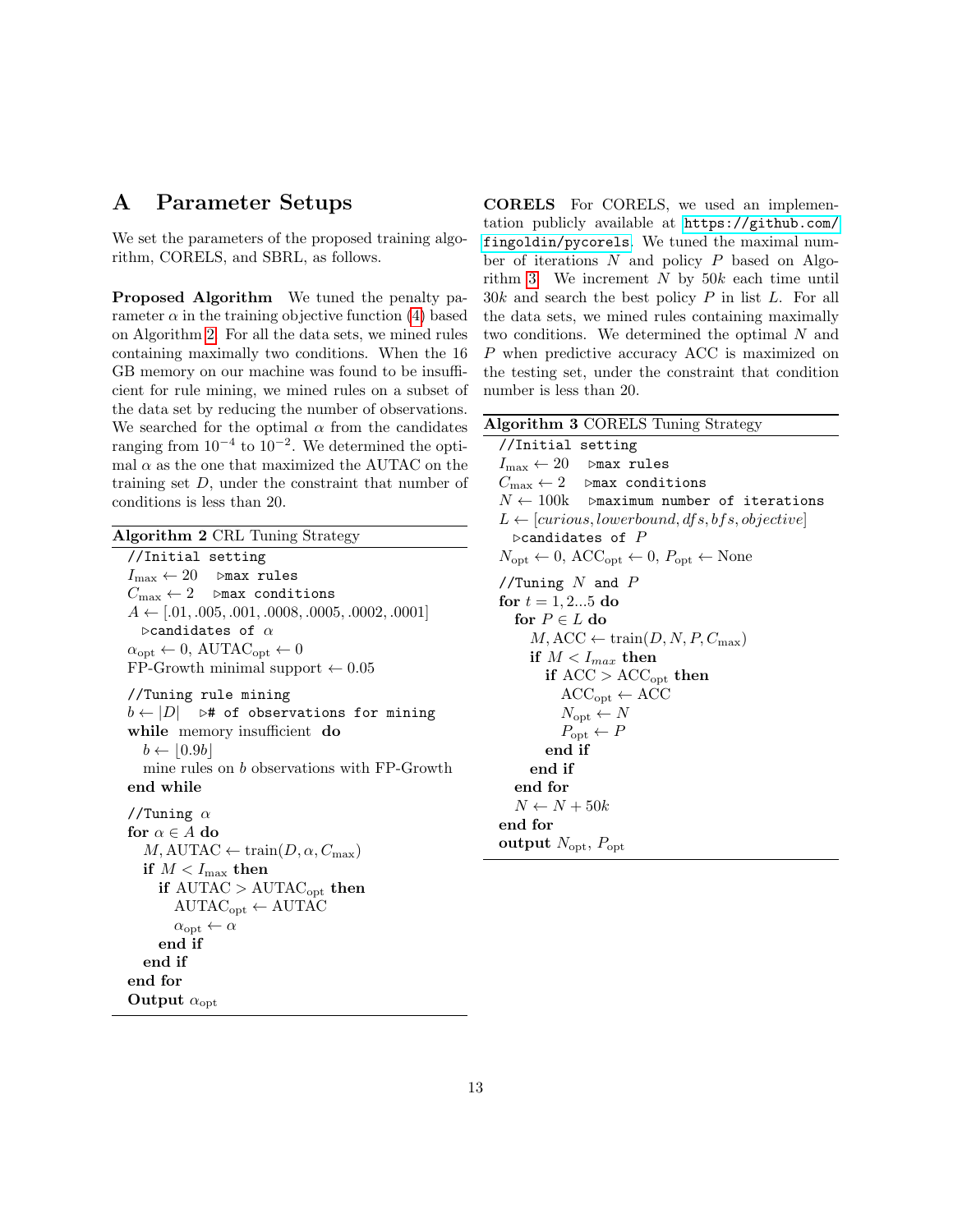# A Parameter Setups

We set the parameters of the proposed training algorithm, CORELS, and SBRL, as follows.

**Proposed Algorithm** We tuned the penalty parameter $\alpha$ in the training objective function (4) based on Algorithm 2. For all the data sets, we mined rules containing maximally two conditions. When the 16 GB memory on our machine was found to be insufficient for rule mining, we mined rules on a subset of the data set by reducing the number of observations. We searched for the optimal $\alpha$ from the candidates ranging from $10^{-4}$ to $10^{-2}$. We determined the optimal $\alpha$ as the one that maximized the AUTAC on the training set $D$, under the constraint that number of conditions is less than 20.

**Algorithm 2** CRL Tuning Strategy

```
//Initial setting
I_max ← 20   ▷max rules
C_max ← 2   ▷max conditions
A ← [.01, .005, .001, .0008, .0005, .0002, .0001]
  ▷candidates of α
α_opt ← 0, AUTAC_opt ← 0
FP-Growth minimal support ← 0.05

//Tuning rule mining
b ← |D|   ▷# of observations for mining
while memory insufficient do
  b ← ⌊0.9b⌋
  mine rules on b observations with FP-Growth
end while

//Tuning α
for α ∈ A do
  M, AUTAC ← train(D, α, C_max)
  if M < I_max then
    if AUTAC > AUTAC_opt then
      AUTAC_opt ← AUTAC
      α_opt ← α
    end if
  end if
end for
Output α_opt
```

**CORELS** For CORELS, we used an implementation publicly available at https://github.com/fingoldin/pycorels. We tuned the maximal number of iterations $N$ and policy $P$ based on Algorithm 3. We increment $N$ by $50k$ each time until $30k$ and search the best policy $P$ in list $L$. For all the data sets, we mined rules containing maximally two conditions. We determined the optimal $N$ and $P$ when predictive accuracy ACC is maximized on the testing set, under the constraint that condition number is less than 20.

**Algorithm 3** CORELS Tuning Strategy

```
//Initial setting
I_max ← 20   ▷max rules
C_max ← 2   ▷max conditions
N ← 100k   ▷maximum number of iterations
L ← [curious, lowerbound, dfs, bfs, objective]
  ▷candidates of P
N_opt ← 0, ACC_opt ← 0, P_opt ← None

//Tuning N and P
for t = 1, 2...5 do
  for P ∈ L do
    M, ACC ← train(D, N, P, C_max)
    if M < I_max then
      if ACC > ACC_opt then
        ACC_opt ← ACC
        N_opt ← N
        P_opt ← P
      end if
    end if
  end for
  N ← N + 50k
end for
output N_opt, P_opt
```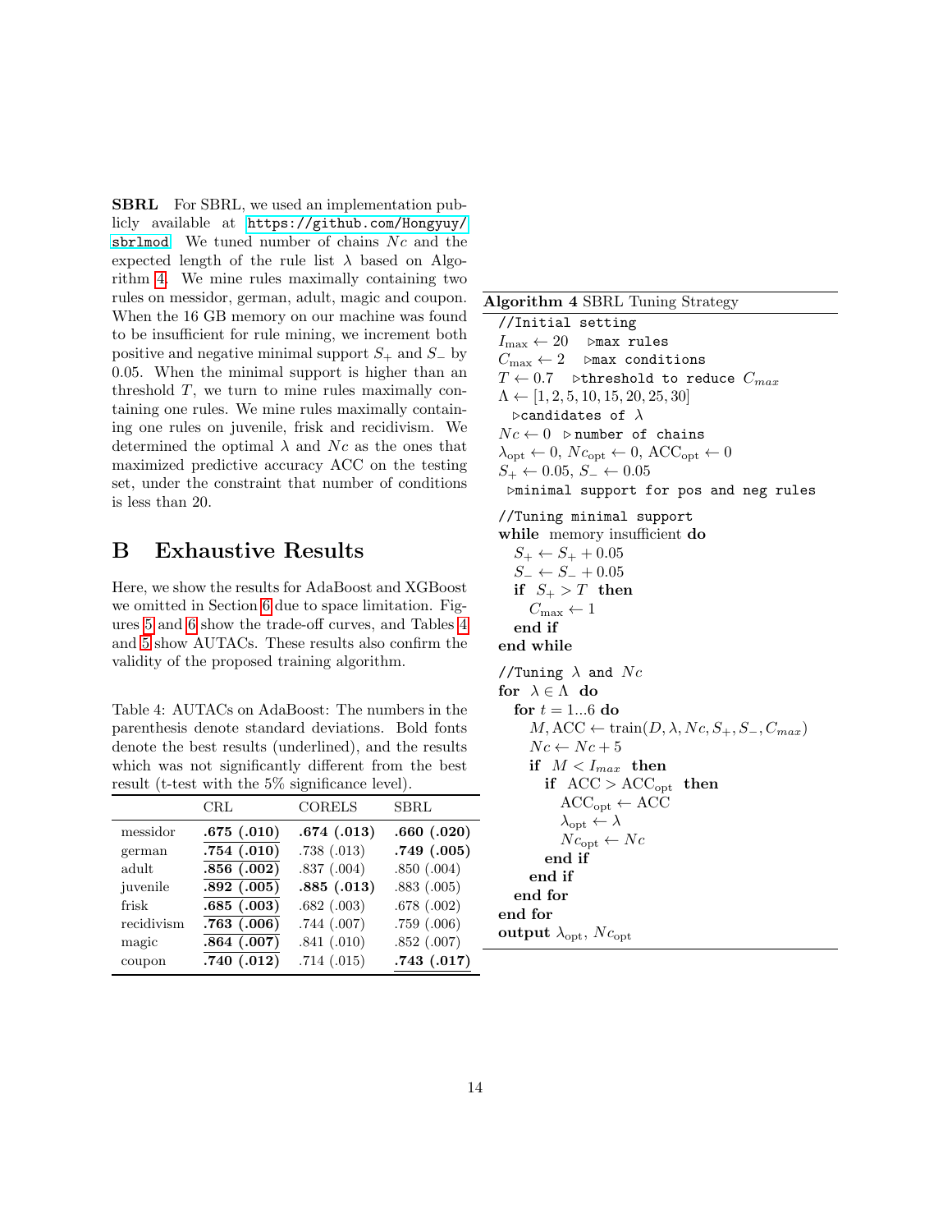**SBRL** For SBRL, we used an implementation publicly available at https://github.com/Hongyuy/sbrlmod. We tuned number of chains $Nc$ and the expected length of the rule list $\lambda$ based on Algorithm 4. We mine rules maximally containing two rules on messidor, german, adult, magic and coupon. When the 16 GB memory on our machine was found to be insufficient for rule mining, we increment both positive and negative minimal support $S_+$ and $S_-$ by 0.05. When the minimal support is higher than an threshold $T$, we turn to mine rules maximally containing one rules. We mine rules maximally containing one rules on juvenile, frisk and recidivism. We determined the optimal $\lambda$ and $Nc$ as the ones that maximized predictive accuracy ACC on the testing set, under the constraint that number of conditions is less than 20.

## B Exhaustive Results

Here, we show the results for AdaBoost and XGBoost we omitted in Section 6 due to space limitation. Figures 5 and 6 show the trade-off curves, and Tables 4 and 5 show AUTACs. These results also confirm the validity of the proposed training algorithm.

Table 4: AUTACs on AdaBoost: The numbers in the parenthesis denote standard deviations. Bold fonts denote the best results (underlined), and the results which was not significantly different from the best result (t-test with the 5% significance level).

| | CRL | CORELS | SBRL |
|---|---|---|---|
| messidor | <u>**.675 (.010)**</u> | **.674 (.013)** | **.660 (.020)** |
| german | <u>**.754 (.010)**</u> | .738 (.013) | **.749 (.005)** |
| adult | <u>**.856 (.002)**</u> | .837 (.004) | .850 (.004) |
| juvenile | <u>**.892 (.005)**</u> | **.885 (.013)** | .883 (.005) |
| frisk | <u>**.685 (.003)**</u> | .682 (.003) | .678 (.002) |
| recidivism | <u>**.763 (.006)**</u> | .744 (.007) | .759 (.006) |
| magic | <u>**.864 (.007)**</u> | .841 (.010) | .852 (.007) |
| coupon | **.740 (.012)** | .714 (.015) | <u>**.743 (.017)**</u> |

**Algorithm 4** SBRL Tuning Strategy

```
//Initial setting
I_max ← 20   ▷max rules
C_max ← 2   ▷max conditions
T ← 0.7   ▷threshold to reduce C_max
Λ ← [1, 2, 5, 10, 15, 20, 25, 30]
  ▷candidates of λ
Nc ← 0   ▷number of chains
λ_opt ← 0, Nc_opt ← 0, ACC_opt ← 0
S+ ← 0.05, S− ← 0.05
  ▷minimal support for pos and neg rules
//Tuning minimal support
while memory insufficient do
  S+ ← S+ + 0.05
  S− ← S− + 0.05
  if S+ > T then
    C_max ← 1
  end if
end while
//Tuning λ and Nc
for λ ∈ Λ do
  for t = 1...6 do
    M, ACC ← train(D, λ, Nc, S+, S−, C_max)
    Nc ← Nc + 5
    if M < I_max then
      if ACC > ACC_opt then
        ACC_opt ← ACC
        λ_opt ← λ
        Nc_opt ← Nc
      end if
    end if
  end for
end for
output λ_opt, Nc_opt
```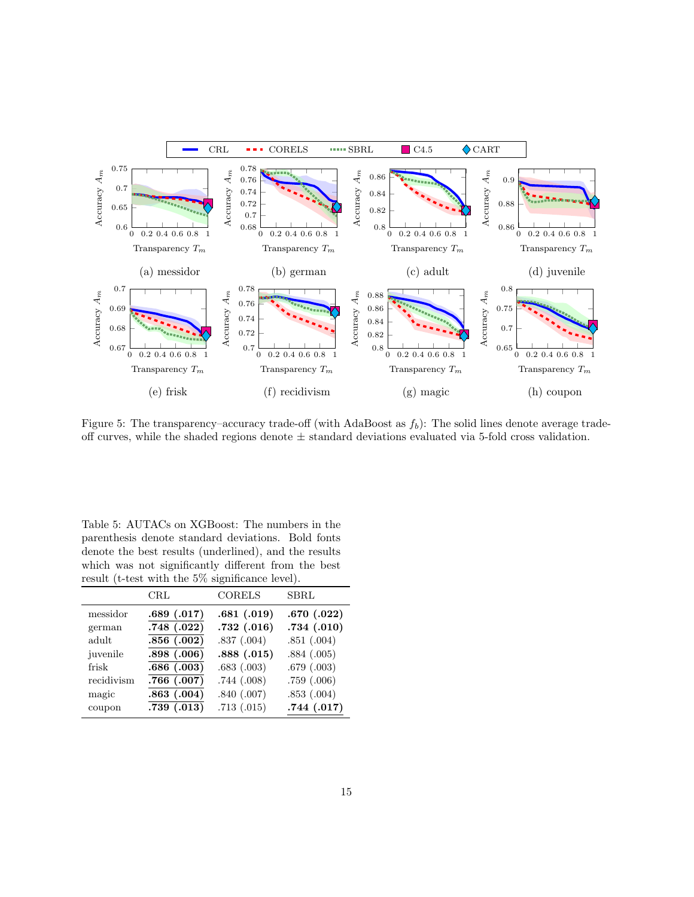Figure 5: The transparency–accuracy trade-off (with AdaBoost as $f_b$): The solid lines denote average trade-off curves, while the shaded regions denote ± standard deviations evaluated via 5-fold cross validation.

Table 5: AUTACs on XGBoost: The numbers in the parenthesis denote standard deviations. Bold fonts denote the best results (underlined), and the results which was not significantly different from the best result (t-test with the 5% significance level).

| | CRL | CORELS | SBRL |
|---|---|---|---|
| messidor | <u>**.689 (.017)**</u> | **.681 (.019)** | **.670 (.022)** |
| german | <u>**.748 (.022)**</u> | **.732 (.016)** | **.734 (.010)** |
| adult | <u>**.856 (.002)**</u> | .837 (.004) | .851 (.004) |
| juvenile | <u>**.898 (.006)**</u> | **.888 (.015)** | .884 (.005) |
| frisk | <u>**.686 (.003)**</u> | .683 (.003) | .679 (.003) |
| recidivism | <u>**.766 (.007)**</u> | .744 (.008) | .759 (.006) |
| magic | <u>**.863 (.004)**</u> | .840 (.007) | .853 (.004) |
| coupon | **.739 (.013)** | .713 (.015) | <u>**.744 (.017)**</u> |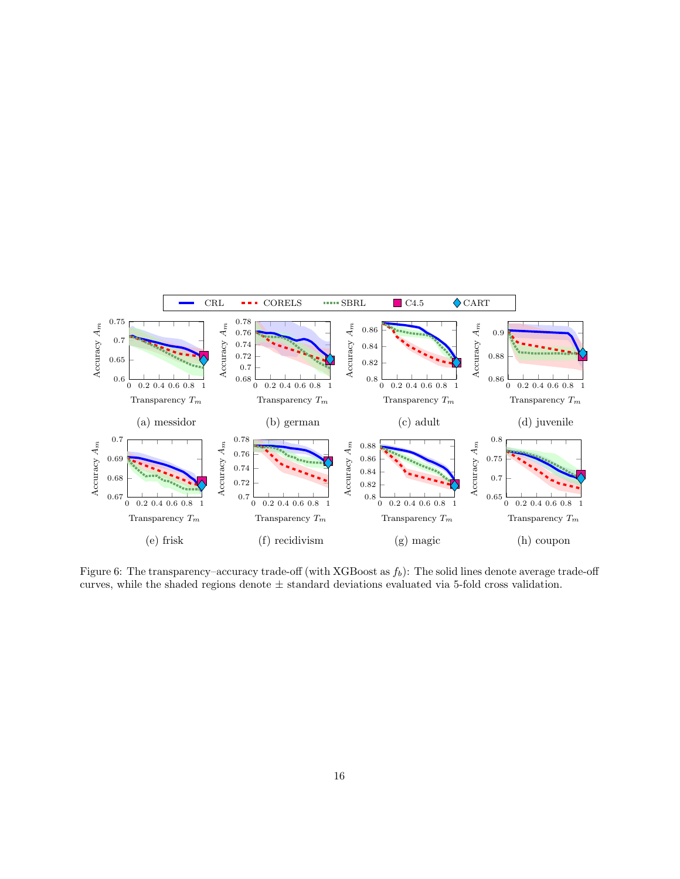Figure 6: The transparency–accuracy trade-off (with XGBoost as $f_b$): The solid lines denote average trade-off curves, while the shaded regions denote ± standard deviations evaluated via 5-fold cross validation.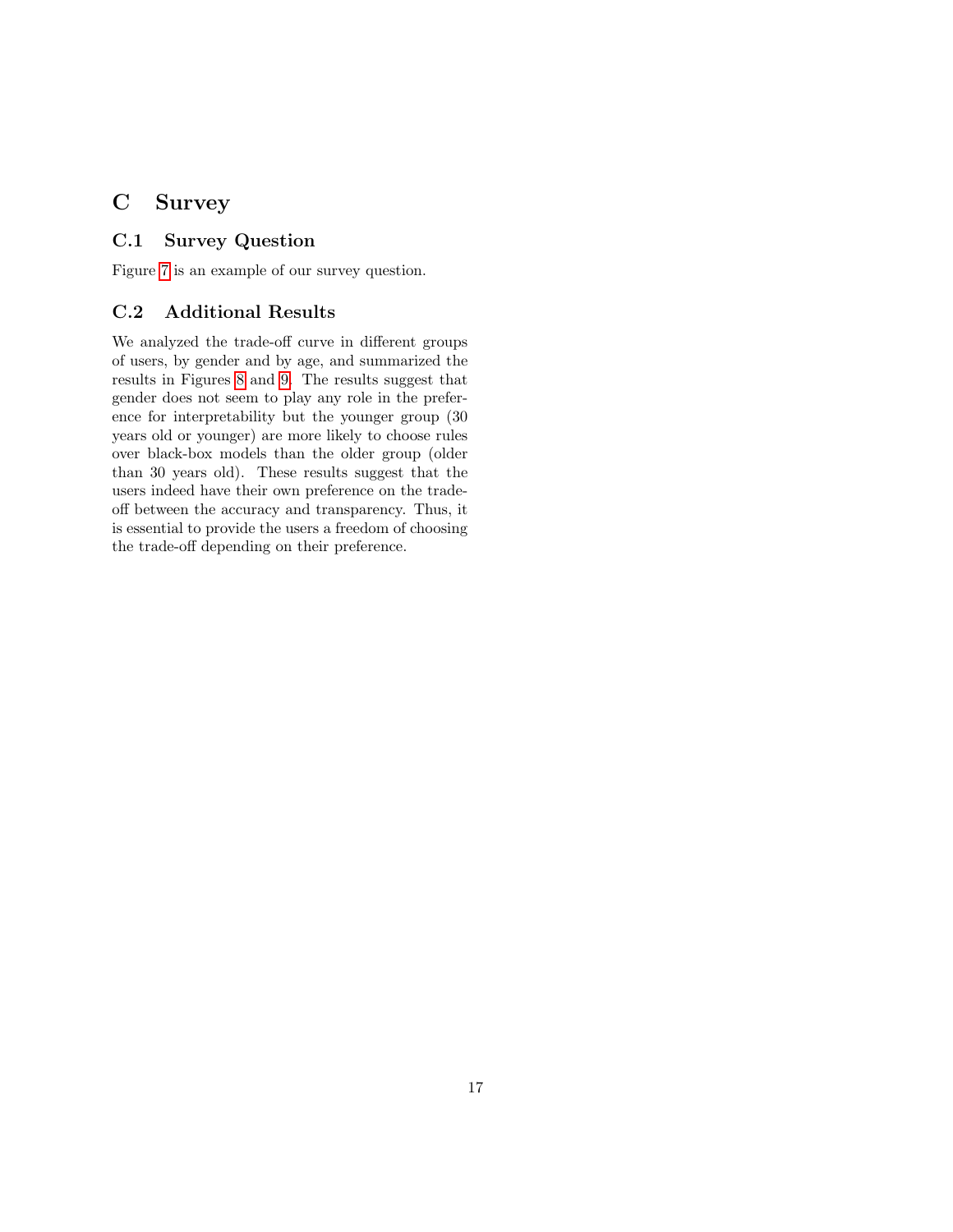# C Survey

## C.1 Survey Question

Figure 7 is an example of our survey question.

## C.2 Additional Results

We analyzed the trade-off curve in different groups of users, by gender and by age, and summarized the results in Figures 8 and 9. The results suggest that gender does not seem to play any role in the preference for interpretability but the younger group (30 years old or younger) are more likely to choose rules over black-box models than the older group (older than 30 years old). These results suggest that the users indeed have their own preference on the trade-off between the accuracy and transparency. Thus, it is essential to provide the users a freedom of choosing the trade-off depending on their preference.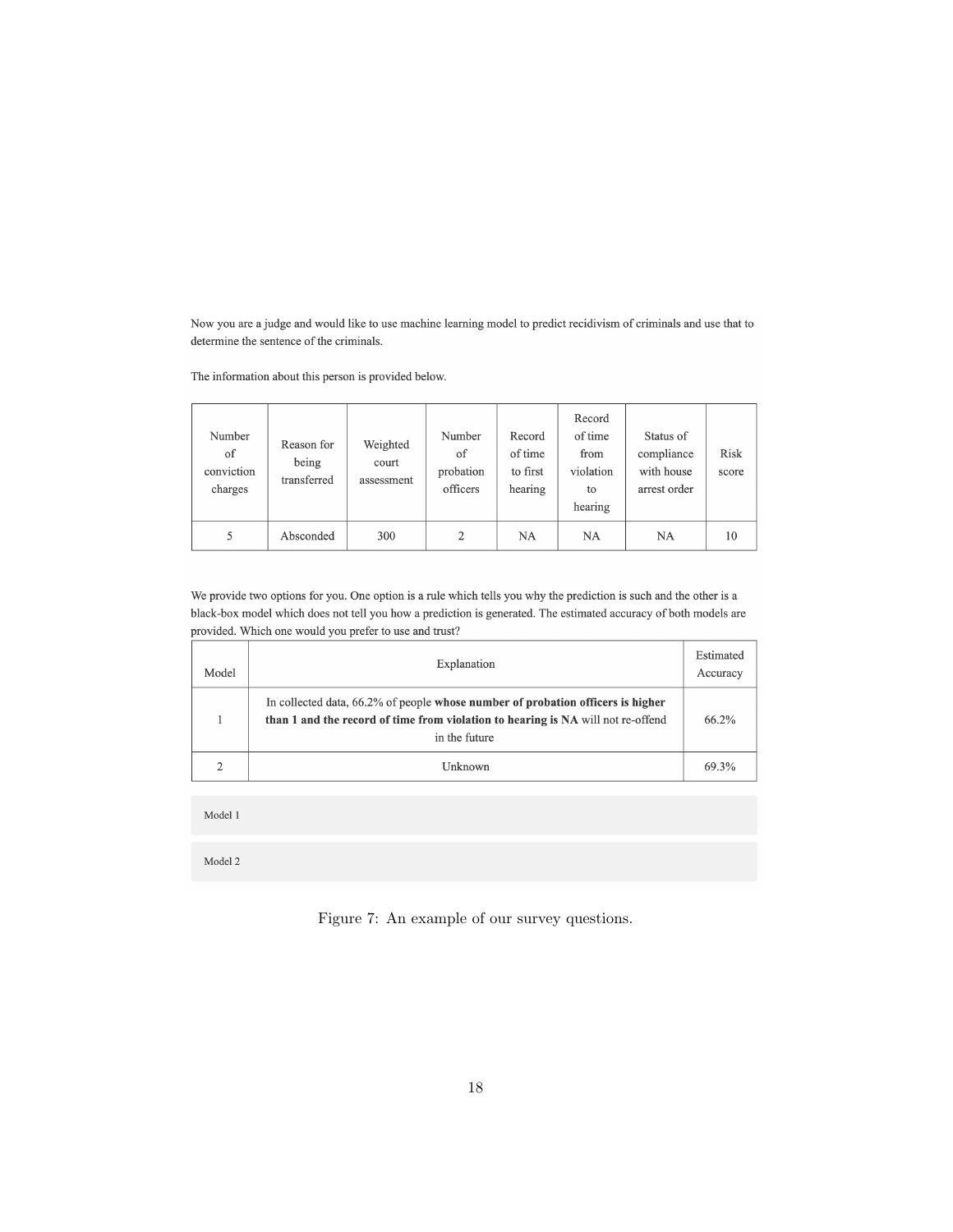Now you are a judge and would like to use machine learning model to predict recidivism of criminals and use that to determine the sentence of the criminals.

The information about this person is provided below.

| Number of conviction charges | Reason for being transferred | Weighted court assessment | Number of probation officers | Record of time to first hearing | Record of time from violation to hearing | Status of compliance with house arrest order | Risk score |
|---|---|---|---|---|---|---|---|
| 5 | Absconded | 300 | 2 | NA | NA | NA | 10 |

We provide two options for you. One option is a rule which tells you why the prediction is such and the other is a black-box model which does not tell you how a prediction is generated. The estimated accuracy of both models are provided. Which one would you prefer to use and trust?

| Model | Explanation | Estimated Accuracy |
|---|---|---|
| 1 | In collected data, 66.2% of people **whose number of probation officers is higher than 1 and the record of time from violation to hearing is NA** will not re-offend in the future | 66.2% |
| 2 | Unknown | 69.3% |

Model 1

Model 2

Figure 7: An example of our survey questions.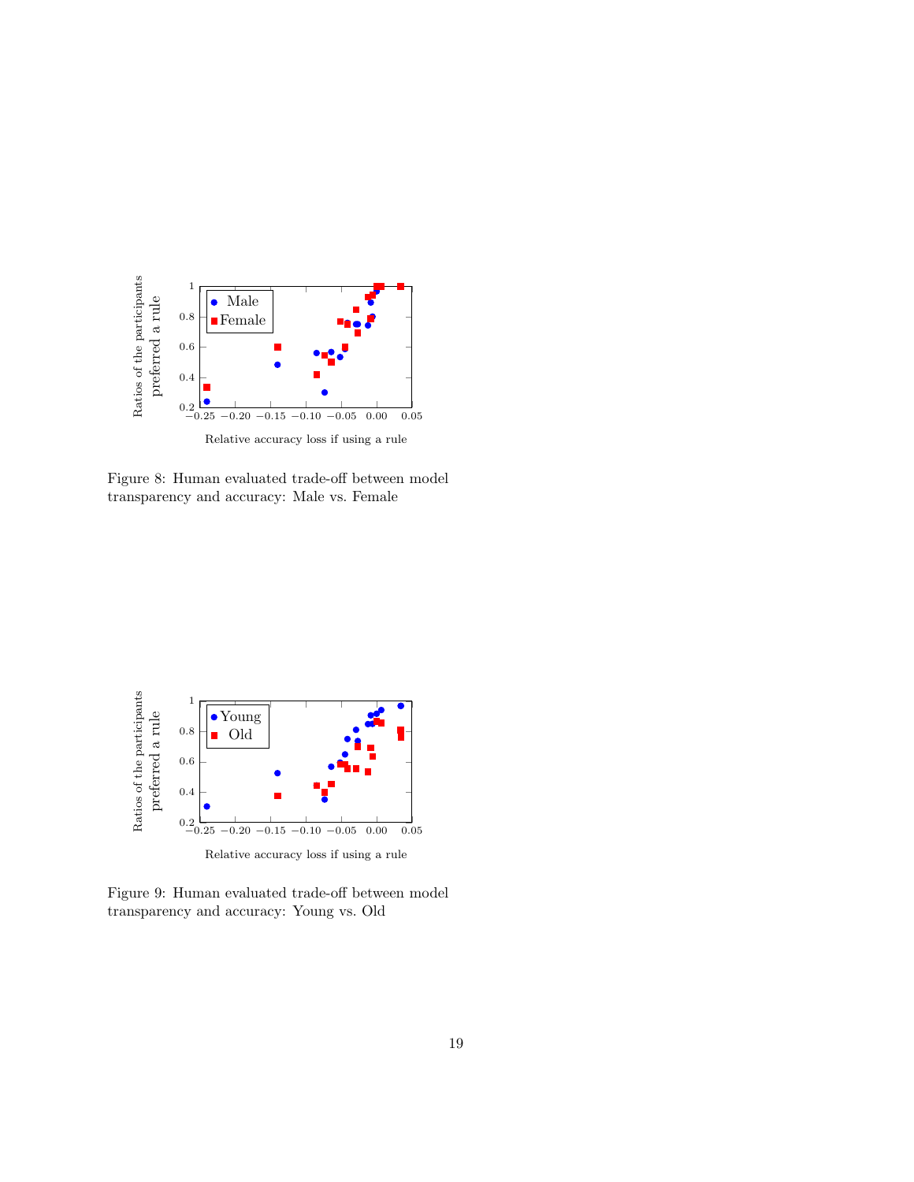Ratios of the participants preferred a rule

1

0.8

0.6

0.4

0.2

−0.25 −0.20 −0.15 −0.10 −0.05 0.00 0.05

Male

Female

Relative accuracy loss if using a rule

Figure 8: Human evaluated trade-off between model transparency and accuracy: Male vs. Female

Ratios of the participants preferred a rule

1

0.8

0.6

0.4

0.2

−0.25 −0.20 −0.15 −0.10 −0.05 0.00 0.05

Young

Old

Relative accuracy loss if using a rule

Figure 9: Human evaluated trade-off between model transparency and accuracy: Young vs. Old